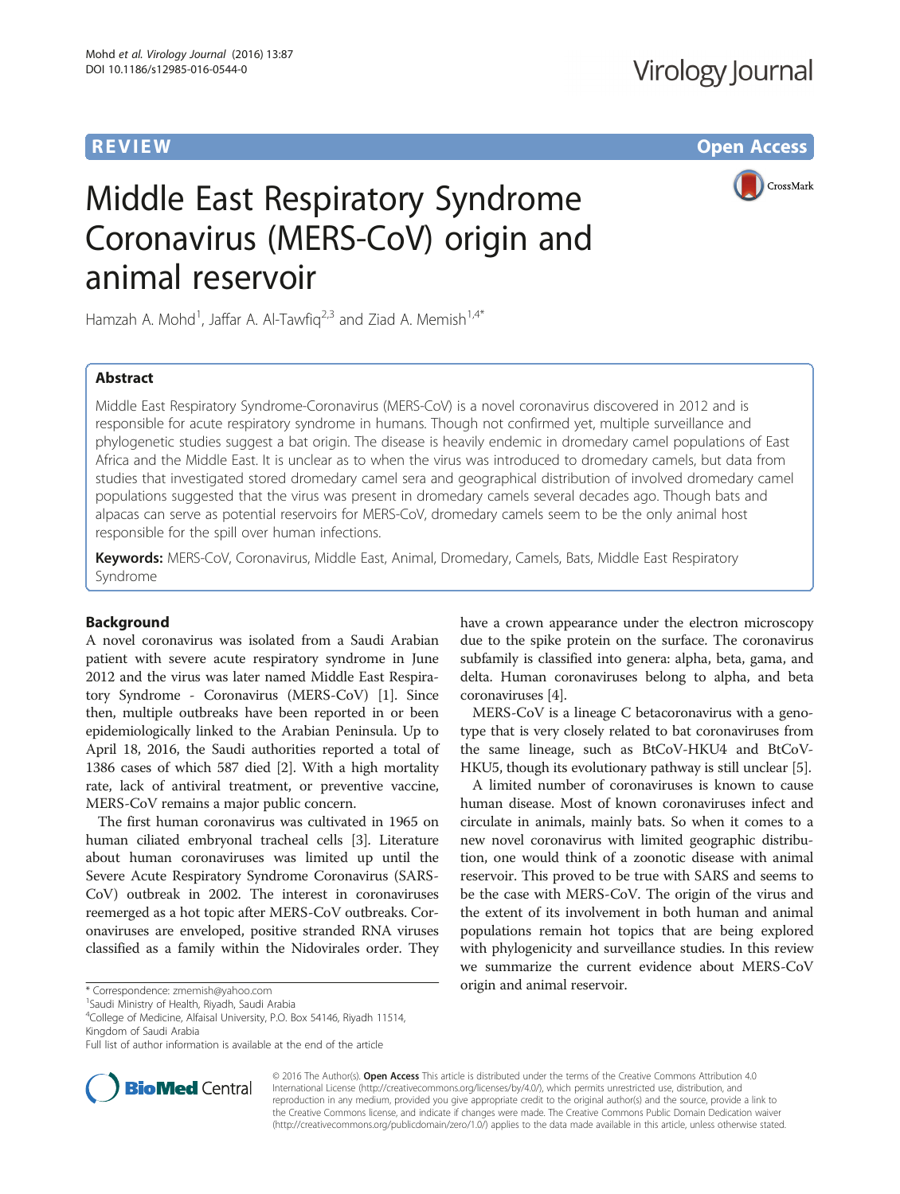REVIEW

Open Access

# Middle East Respiratory Syndrome Coronavirus (MERS-CoV) origin and animal reservoir

Hamzah A. Mohd[1], Jaffar A. Al-Tawfiq[2,3] and Ziad A. Memish[1,4*]

## Abstract

Middle East Respiratory Syndrome-Coronavirus (MERS-CoV) is a novel coronavirus discovered in 2012 and is responsible for acute respiratory syndrome in humans. Though not confirmed yet, multiple surveillance and phylogenetic studies suggest a bat origin. The disease is heavily endemic in dromedary camel populations of East Africa and the Middle East. It is unclear as to when the virus was introduced to dromedary camels, but data from studies that investigated stored dromedary camel sera and geographical distribution of involved dromedary camel populations suggested that the virus was present in dromedary camels several decades ago. Though bats and alpacas can serve as potential reservoirs for MERS-CoV, dromedary camels seem to be the only animal host responsible for the spill over human infections.

**Keywords:** MERS-CoV, Coronavirus, Middle East, Animal, Dromedary, Camels, Bats, Middle East Respiratory Syndrome

## Background

A novel coronavirus was isolated from a Saudi Arabian patient with severe acute respiratory syndrome in June 2012 and the virus was later named Middle East Respiratory Syndrome - Coronavirus (MERS-CoV) [1]. Since then, multiple outbreaks have been reported in or been epidemiologically linked to the Arabian Peninsula. Up to April 18, 2016, the Saudi authorities reported a total of 1386 cases of which 587 died [2]. With a high mortality rate, lack of antiviral treatment, or preventive vaccine, MERS-CoV remains a major public concern.

The first human coronavirus was cultivated in 1965 on human ciliated embryonal tracheal cells [3]. Literature about human coronaviruses was limited up until the Severe Acute Respiratory Syndrome Coronavirus (SARS-CoV) outbreak in 2002. The interest in coronaviruses reemerged as a hot topic after MERS-CoV outbreaks. Coronaviruses are enveloped, positive stranded RNA viruses classified as a family within the Nidovirales order. They have a crown appearance under the electron microscopy due to the spike protein on the surface. The coronavirus subfamily is classified into genera: alpha, beta, gama, and delta. Human coronaviruses belong to alpha, and beta coronaviruses [4].

MERS-CoV is a lineage C betacoronavirus with a genotype that is very closely related to bat coronaviruses from the same lineage, such as BtCoV-HKU4 and BtCoV-HKU5, though its evolutionary pathway is still unclear [5].

A limited number of coronaviruses is known to cause human disease. Most of known coronaviruses infect and circulate in animals, mainly bats. So when it comes to a new novel coronavirus with limited geographic distribution, one would think of a zoonotic disease with animal reservoir. This proved to be true with SARS and seems to be the case with MERS-CoV. The origin of the virus and the extent of its involvement in both human and animal populations remain hot topics that are being explored with phylogenicity and surveillance studies. In this review we summarize the current evidence about MERS-CoV origin and animal reservoir.

\* Correspondence: zmemish@yahoo.com
[1]Saudi Ministry of Health, Riyadh, Saudi Arabia
[4]College of Medicine, Alfaisal University, P.O. Box 54146, Riyadh 11514, Kingdom of Saudi Arabia
Full list of author information is available at the end of the article

© 2016 The Author(s). **Open Access** This article is distributed under the terms of the Creative Commons Attribution 4.0 International License (http://creativecommons.org/licenses/by/4.0/), which permits unrestricted use, distribution, and reproduction in any medium, provided you give appropriate credit to the original author(s) and the source, provide a link to the Creative Commons license, and indicate if changes were made. The Creative Commons Public Domain Dedication waiver (http://creativecommons.org/publicdomain/zero/1.0/) applies to the data made available in this article, unless otherwise stated.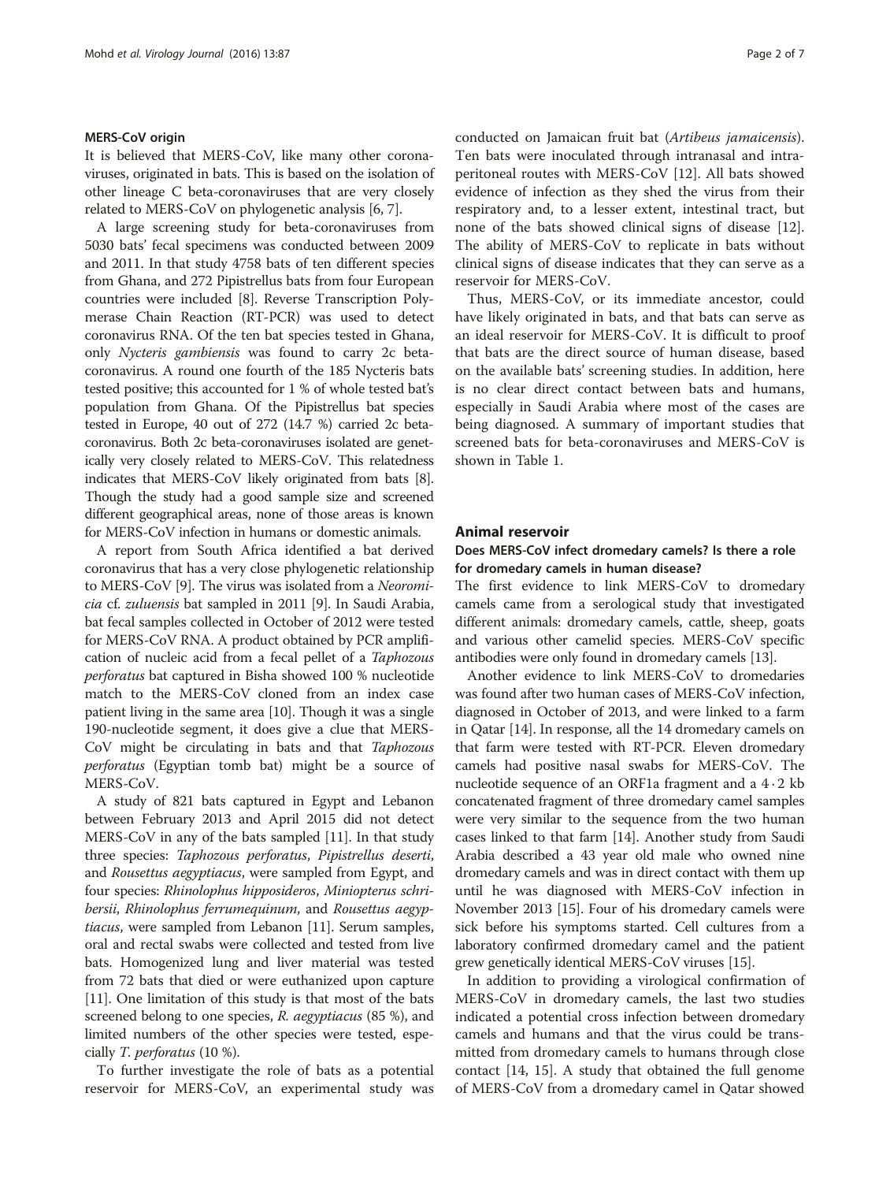### MERS-CoV origin

It is believed that MERS-CoV, like many other coronaviruses, originated in bats. This is based on the isolation of other lineage C beta-coronaviruses that are very closely related to MERS-CoV on phylogenetic analysis [6, 7].

A large screening study for beta-coronaviruses from 5030 bats' fecal specimens was conducted between 2009 and 2011. In that study 4758 bats of ten different species from Ghana, and 272 Pipistrellus bats from four European countries were included [8]. Reverse Transcription Polymerase Chain Reaction (RT-PCR) was used to detect coronavirus RNA. Of the ten bat species tested in Ghana, only *Nycteris gambiensis* was found to carry 2c beta-coronavirus. A round one fourth of the 185 Nycteris bats tested positive; this accounted for 1 % of whole tested bat's population from Ghana. Of the Pipistrellus bat species tested in Europe, 40 out of 272 (14.7 %) carried 2c beta-coronavirus. Both 2c beta-coronaviruses isolated are genetically very closely related to MERS-CoV. This relatedness indicates that MERS-CoV likely originated from bats [8]. Though the study had a good sample size and screened different geographical areas, none of those areas is known for MERS-CoV infection in humans or domestic animals.

A report from South Africa identified a bat derived coronavirus that has a very close phylogenetic relationship to MERS-CoV [9]. The virus was isolated from a *Neoromicia* cf. *zuluensis* bat sampled in October of 2011 [9]. In Saudi Arabia, bat fecal samples collected in October of 2012 were tested for MERS-CoV RNA. A product obtained by PCR amplification of nucleic acid from a fecal pellet of a *Taphozous perforatus* bat captured in Bisha showed 100 % nucleotide match to the MERS-CoV cloned from an index case patient living in the same area [10]. Though it was a single 190-nucleotide segment, it does give a clue that MERS-CoV might be circulating in bats and that *Taphozous perforatus* (Egyptian tomb bat) might be a source of MERS-CoV.

A study of 821 bats captured in Egypt and Lebanon between February 2013 and April 2015 did not detect MERS-CoV in any of the bats sampled [11]. In that study three species: *Taphozous perforatus*, *Pipistrellus deserti*, and *Rousettus aegyptiacus*, were sampled from Egypt, and four species: *Rhinolophus hipposideros*, *Miniopterus schribersii*, *Rhinolophus ferrumequinum*, and *Rousettus aegyptiacus*, were sampled from Lebanon [11]. Serum samples, oral and rectal swabs were collected and tested from live bats. Homogenized lung and liver material was tested from 72 bats that died or were euthanized upon capture [11]. One limitation of this study is that most of the bats screened belong to one species, *R. aegyptiacus* (85 %), and limited numbers of the other species were tested, especially *T. perforatus* (10 %).

To further investigate the role of bats as a potential reservoir for MERS-CoV, an experimental study was conducted on Jamaican fruit bat (*Artibeus jamaicensis*). Ten bats were inoculated through intranasal and intraperitoneal routes with MERS-CoV [12]. All bats showed evidence of infection as they shed the virus from their respiratory and, to a lesser extent, intestinal tract, but none of the bats showed clinical signs of disease [12]. The ability of MERS-CoV to replicate in bats without clinical signs of disease indicates that they can serve as a reservoir for MERS-CoV.

Thus, MERS-CoV, or its immediate ancestor, could have likely originated in bats, and that bats can serve as an ideal reservoir for MERS-CoV. It is difficult to proof that bats are the direct source of human disease, based on the available bats' screening studies. In addition, here is no clear direct contact between bats and humans, especially in Saudi Arabia where most of the cases are being diagnosed. A summary of important studies that screened bats for beta-coronaviruses and MERS-CoV is shown in Table 1.

## Animal reservoir

### Does MERS-CoV infect dromedary camels? Is there a role for dromedary camels in human disease?

The first evidence to link MERS-CoV to dromedary camels came from a serological study that investigated different animals: dromedary camels, cattle, sheep, goats and various other camelid species. MERS-CoV specific antibodies were only found in dromedary camels [13].

Another evidence to link MERS-CoV to dromedaries was found after two human cases of MERS-CoV infection, diagnosed in October of 2013, and were linked to a farm in Qatar [14]. In response, all the 14 dromedary camels on that farm were tested with RT-PCR. Eleven dromedary camels had positive nasal swabs for MERS-CoV. The nucleotide sequence of an ORF1a fragment and a 4·2 kb concatenated fragment of three dromedary camel samples were very similar to the sequence from the two human cases linked to that farm [14]. Another study from Saudi Arabia described a 43 year old male who owned nine dromedary camels and was in direct contact with them up until he was diagnosed with MERS-CoV infection in November 2013 [15]. Four of his dromedary camels were sick before his symptoms started. Cell cultures from a laboratory confirmed dromedary camel and the patient grew genetically identical MERS-CoV viruses [15].

In addition to providing a virological confirmation of MERS-CoV in dromedary camels, the last two studies indicated a potential cross infection between dromedary camels and humans and that the virus could be transmitted from dromedary camels to humans through close contact [14, 15]. A study that obtained the full genome of MERS-CoV from a dromedary camel in Qatar showed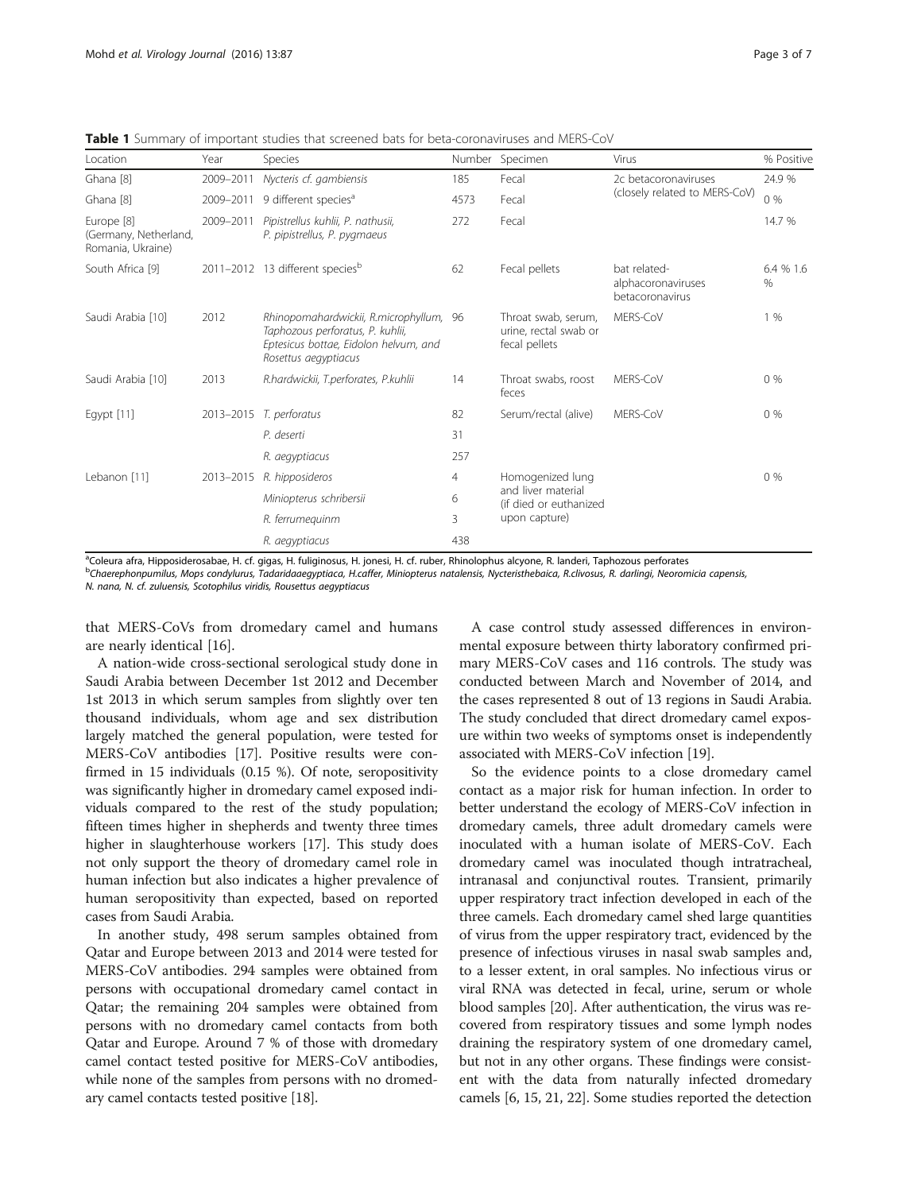**Table 1** Summary of important studies that screened bats for beta-coronaviruses and MERS-CoV

| Location | Year | Species | Number | Specimen | Virus | % Positive |
|---|---|---|---|---|---|---|
| Ghana [8] | 2009–2011 | *Nycteris cf. gambiensis* | 185 | Fecal | 2c betacoronaviruses (closely related to MERS-CoV) | 24.9 % |
| Ghana [8] | 2009–2011 | 9 different species[a] | 4573 | Fecal | | 0 % |
| Europe [8] (Germany, Netherland, Romania, Ukraine) | 2009–2011 | *Pipistrellus kuhlii, P. nathusii, P. pipistrellus, P. pygmaeus* | 272 | Fecal | | 14.7 % |
| South Africa [9] | 2011–2012 | 13 different species[b] | 62 | Fecal pellets | bat related-alphacoronaviruses betacoronavirus | 6.4 % 1.6 % |
| Saudi Arabia [10] | 2012 | *Rhinopomahardwickii, R.microphyllum, Taphozous perforatus, P. kuhlii, Eptesicus bottae, Eidolon helvum, and Rosettus aegyptiacus* | 96 | Throat swab, serum, urine, rectal swab or fecal pellets | MERS-CoV | 1 % |
| Saudi Arabia [10] | 2013 | *R.hardwickii, T.perforates, P.kuhlii* | 14 | Throat swabs, roost feces | MERS-CoV | 0 % |
| Egypt [11] | 2013–2015 | *T. perforatus* | 82 | Serum/rectal (alive) | MERS-CoV | 0 % |
| | | *P. deserti* | 31 | | | |
| | | *R. aegyptiacus* | 257 | | | |
| Lebanon [11] | 2013–2015 | *R. hipposideros* | 4 | Homogenized lung and liver material (if dead or euthanized upon capture) | | 0 % |
| | | *Miniopterus schribersii* | 6 | | | |
| | | *R. ferrumequinm* | 3 | | | |
| | | *R. aegyptiacus* | 438 | | | |

[a] *Coleura afra, Hipposiderosabae, H. cf. gigas, H. fuliginosus, H. jonesi, H. cf. ruber, Rhinolophus alcyone, R. landeri, Taphozous perforates*

[b] *Chaerephonpumilus, Mops condylurus, Tadaridaaegyptiaca, H.caffer, Miniopterus natalensis, Nycteristhebaica, R.clivosus, R. darlingi, Neoromicia capensis, N. nana, N. cf. zuluensis, Scotophilus viridis, Rousettus aegyptiacus*

that MERS-CoVs from dromedary camel and humans are nearly identical [16].

A nation-wide cross-sectional serological study done in Saudi Arabia between December 1st 2012 and December 1st 2013 in which serum samples from slightly over ten thousand individuals, whom age and sex distribution largely matched the general population, were tested for MERS-CoV antibodies [17]. Positive results were confirmed in 15 individuals (0.15 %). Of note, seropositivity was significantly higher in dromedary camel exposed individuals compared to the rest of the study population; fifteen times higher in shepherds and twenty three times higher in slaughterhouse workers [17]. This study does not only support the theory of dromedary camel role in human infection but also indicates a higher prevalence of human seropositivity than expected, based on reported cases from Saudi Arabia.

In another study, 498 serum samples obtained from Qatar and Europe between 2013 and 2014 were tested for MERS-CoV antibodies. 294 samples were obtained from persons with occupational dromedary camel contact in Qatar; the remaining 204 samples were obtained from persons with no dromedary camel contacts from both Qatar and Europe. Around 7 % of those with dromedary camel contact tested positive for MERS-CoV antibodies, while none of the samples from persons with no dromedary camel contacts tested positive [18].

A case control study assessed differences in environmental exposure between thirty laboratory confirmed primary MERS-CoV cases and 116 controls. The study was conducted between March and November of 2014, and the cases represented 8 out of 13 regions in Saudi Arabia. The study concluded that direct dromedary camel exposure within two weeks of symptoms onset is independently associated with MERS-CoV infection [19].

So the evidence points to a close dromedary camel contact as a major risk for human infection. In order to better understand the ecology of MERS-CoV infection in dromedary camels, three adult dromedary camels were inoculated with a human isolate of MERS-CoV. Each dromedary camel was inoculated though intratracheal, intranasal and conjunctival routes. Transient, primarily upper respiratory tract infection developed in each of the three camels. Each dromedary camel shed large quantities of virus from the upper respiratory tract, evidenced by the presence of infectious viruses in nasal swab samples and, to a lesser extent, in oral samples. No infectious virus or viral RNA was detected in fecal, urine, serum or whole blood samples [20]. After authentication, the virus was recovered from respiratory tissues and some lymph nodes draining the respiratory system of one dromedary camel, but not in any other organs. These findings were consistent with the data from naturally infected dromedary camels [6, 15, 21, 22]. Some studies reported the detection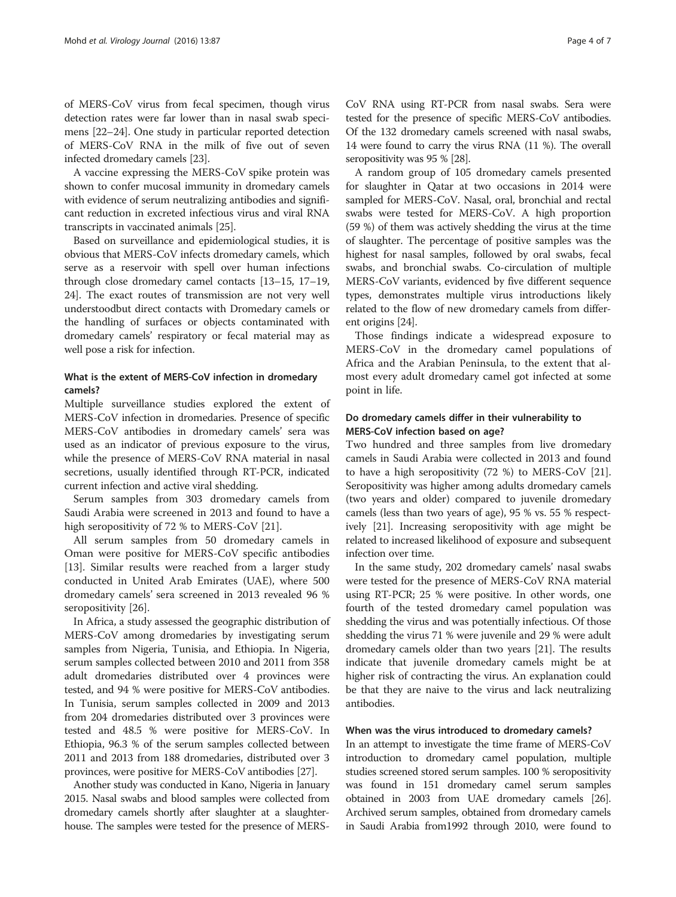of MERS-CoV virus from fecal specimen, though virus detection rates were far lower than in nasal swab specimens [22–24]. One study in particular reported detection of MERS-CoV RNA in the milk of five out of seven infected dromedary camels [23].

A vaccine expressing the MERS-CoV spike protein was shown to confer mucosal immunity in dromedary camels with evidence of serum neutralizing antibodies and significant reduction in excreted infectious virus and viral RNA transcripts in vaccinated animals [25].

Based on surveillance and epidemiological studies, it is obvious that MERS-CoV infects dromedary camels, which serve as a reservoir with spell over human infections through close dromedary camel contacts [13–15, 17–19, 24]. The exact routes of transmission are not very well understoodbut direct contacts with Dromedary camels or the handling of surfaces or objects contaminated with dromedary camels' respiratory or fecal material may as well pose a risk for infection.

### What is the extent of MERS-CoV infection in dromedary camels?

Multiple surveillance studies explored the extent of MERS-CoV infection in dromedaries. Presence of specific MERS-CoV antibodies in dromedary camels' sera was used as an indicator of previous exposure to the virus, while the presence of MERS-CoV RNA material in nasal secretions, usually identified through RT-PCR, indicated current infection and active viral shedding.

Serum samples from 303 dromedary camels from Saudi Arabia were screened in 2013 and found to have a high seropositivity of 72 % to MERS-CoV [21].

All serum samples from 50 dromedary camels in Oman were positive for MERS-CoV specific antibodies [13]. Similar results were reached from a larger study conducted in United Arab Emirates (UAE), where 500 dromedary camels' sera screened in 2013 revealed 96 % seropositivity [26].

In Africa, a study assessed the geographic distribution of MERS-CoV among dromedaries by investigating serum samples from Nigeria, Tunisia, and Ethiopia. In Nigeria, serum samples collected between 2010 and 2011 from 358 adult dromedaries distributed over 4 provinces were tested, and 94 % were positive for MERS-CoV antibodies. In Tunisia, serum samples collected in 2009 and 2013 from 204 dromedaries distributed over 3 provinces were tested and 48.5 % were positive for MERS-CoV. In Ethiopia, 96.3 % of the serum samples collected between 2011 and 2013 from 188 dromedaries, distributed over 3 provinces, were positive for MERS-CoV antibodies [27].

Another study was conducted in Kano, Nigeria in January 2015. Nasal swabs and blood samples were collected from dromedary camels shortly after slaughter at a slaughterhouse. The samples were tested for the presence of MERS-CoV RNA using RT-PCR from nasal swabs. Sera were tested for the presence of specific MERS-CoV antibodies. Of the 132 dromedary camels screened with nasal swabs, 14 were found to carry the virus RNA (11 %). The overall seropositivity was 95 % [28].

A random group of 105 dromedary camels presented for slaughter in Qatar at two occasions in 2014 were sampled for MERS-CoV. Nasal, oral, bronchial and rectal swabs were tested for MERS-CoV. A high proportion (59 %) of them was actively shedding the virus at the time of slaughter. The percentage of positive samples was the highest for nasal samples, followed by oral swabs, fecal swabs, and bronchial swabs. Co-circulation of multiple MERS-CoV variants, evidenced by five different sequence types, demonstrates multiple virus introductions likely related to the flow of new dromedary camels from different origins [24].

Those findings indicate a widespread exposure to MERS-CoV in the dromedary camel populations of Africa and the Arabian Peninsula, to the extent that almost every adult dromedary camel got infected at some point in life.

### Do dromedary camels differ in their vulnerability to MERS-CoV infection based on age?

Two hundred and three samples from live dromedary camels in Saudi Arabia were collected in 2013 and found to have a high seropositivity (72 %) to MERS-CoV [21]. Seropositivity was higher among adults dromedary camels (two years and older) compared to juvenile dromedary camels (less than two years of age), 95 % vs. 55 % respectively [21]. Increasing seropositivity with age might be related to increased likelihood of exposure and subsequent infection over time.

In the same study, 202 dromedary camels' nasal swabs were tested for the presence of MERS-CoV RNA material using RT-PCR; 25 % were positive. In other words, one fourth of the tested dromedary camel population was shedding the virus and was potentially infectious. Of those shedding the virus 71 % were juvenile and 29 % were adult dromedary camels older than two years [21]. The results indicate that juvenile dromedary camels might be at higher risk of contracting the virus. An explanation could be that they are naive to the virus and lack neutralizing antibodies.

### When was the virus introduced to dromedary camels?

In an attempt to investigate the time frame of MERS-CoV introduction to dromedary camel population, multiple studies screened stored serum samples. 100 % seropositivity was found in 151 dromedary camel serum samples obtained in 2003 from UAE dromedary camels [26]. Archived serum samples, obtained from dromedary camels in Saudi Arabia from1992 through 2010, were found to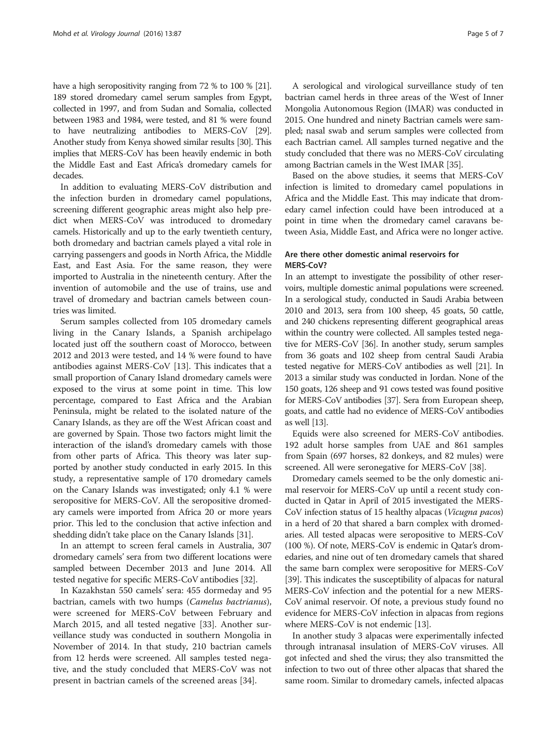have a high seropositivity ranging from 72 % to 100 % [21]. 189 stored dromedary camel serum samples from Egypt, collected in 1997, and from Sudan and Somalia, collected between 1983 and 1984, were tested, and 81 % were found to have neutralizing antibodies to MERS-CoV [29]. Another study from Kenya showed similar results [30]. This implies that MERS-CoV has been heavily endemic in both the Middle East and East Africa's dromedary camels for decades.

In addition to evaluating MERS-CoV distribution and the infection burden in dromedary camel populations, screening different geographic areas might also help predict when MERS-CoV was introduced to dromedary camels. Historically and up to the early twentieth century, both dromedary and bactrian camels played a vital role in carrying passengers and goods in North Africa, the Middle East, and East Asia. For the same reason, they were imported to Australia in the nineteenth century. After the invention of automobile and the use of trains, use and travel of dromedary and bactrian camels between countries was limited.

Serum samples collected from 105 dromedary camels living in the Canary Islands, a Spanish archipelago located just off the southern coast of Morocco, between 2012 and 2013 were tested, and 14 % were found to have antibodies against MERS-CoV [13]. This indicates that a small proportion of Canary Island dromedary camels were exposed to the virus at some point in time. This low percentage, compared to East Africa and the Arabian Peninsula, might be related to the isolated nature of the Canary Islands, as they are off the West African coast and are governed by Spain. Those two factors might limit the interaction of the island's dromedary camels with those from other parts of Africa. This theory was later supported by another study conducted in early 2015. In this study, a representative sample of 170 dromedary camels on the Canary Islands was investigated; only 4.1 % were seropositive for MERS-CoV. All the seropositive dromedary camels were imported from Africa 20 or more years prior. This led to the conclusion that active infection and shedding didn't take place on the Canary Islands [31].

In an attempt to screen feral camels in Australia, 307 dromedary camels' sera from two different locations were sampled between December 2013 and June 2014. All tested negative for specific MERS-CoV antibodies [32].

In Kazakhstan 550 camels' sera: 455 dormeday and 95 bactrian, camels with two humps (*Camelus bactrianus*), were screened for MERS-CoV between February and March 2015, and all tested negative [33]. Another surveillance study was conducted in southern Mongolia in November of 2014. In that study, 210 bactrian camels from 12 herds were screened. All samples tested negative, and the study concluded that MERS-CoV was not present in bactrian camels of the screened areas [34].

A serological and virological surveillance study of ten bactrian camel herds in three areas of the West of Inner Mongolia Autonomous Region (IMAR) was conducted in 2015. One hundred and ninety Bactrian camels were sampled; nasal swab and serum samples were collected from each Bactrian camel. All samples turned negative and the study concluded that there was no MERS-CoV circulating among Bactrian camels in the West IMAR [35].

Based on the above studies, it seems that MERS-CoV infection is limited to dromedary camel populations in Africa and the Middle East. This may indicate that dromedary camel infection could have been introduced at a point in time when the dromedary camel caravans between Asia, Middle East, and Africa were no longer active.

## Are there other domestic animal reservoirs for MERS-CoV?

In an attempt to investigate the possibility of other reservoirs, multiple domestic animal populations were screened. In a serological study, conducted in Saudi Arabia between 2010 and 2013, sera from 100 sheep, 45 goats, 50 cattle, and 240 chickens representing different geographical areas within the country were collected. All samples tested negative for MERS-CoV [36]. In another study, serum samples from 36 goats and 102 sheep from central Saudi Arabia tested negative for MERS-CoV antibodies as well [21]. In 2013 a similar study was conducted in Jordan. None of the 150 goats, 126 sheep and 91 cows tested was found positive for MERS-CoV antibodies [37]. Sera from European sheep, goats, and cattle had no evidence of MERS-CoV antibodies as well [13].

Equids were also screened for MERS-CoV antibodies. 192 adult horse samples from UAE and 861 samples from Spain (697 horses, 82 donkeys, and 82 mules) were screened. All were seronegative for MERS-CoV [38].

Dromedary camels seemed to be the only domestic animal reservoir for MERS-CoV up until a recent study conducted in Qatar in April of 2015 investigated the MERS-CoV infection status of 15 healthy alpacas (*Vicugna pacos*) in a herd of 20 that shared a barn complex with dromedaries. All tested alpacas were seropositive to MERS-CoV (100 %). Of note, MERS-CoV is endemic in Qatar's dromedaries, and nine out of ten dromedary camels that shared the same barn complex were seropositive for MERS-CoV [39]. This indicates the susceptibility of alpacas for natural MERS-CoV infection and the potential for a new MERS-CoV animal reservoir. Of note, a previous study found no evidence for MERS-CoV infection in alpacas from regions where MERS-CoV is not endemic [13].

In another study 3 alpacas were experimentally infected through intranasal insulation of MERS-CoV viruses. All got infected and shed the virus; they also transmitted the infection to two out of three other alpacas that shared the same room. Similar to dromedary camels, infected alpacas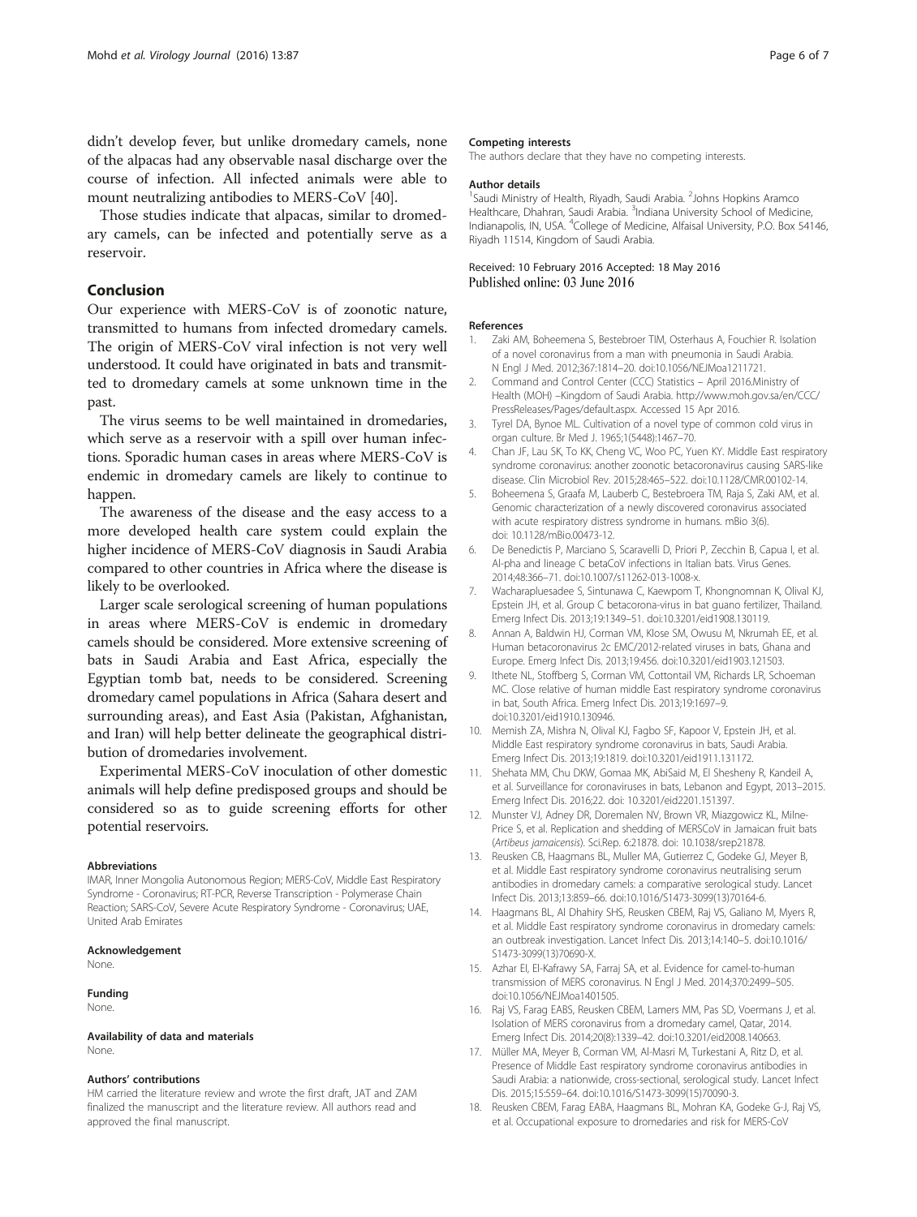didn't develop fever, but unlike dromedary camels, none of the alpacas had any observable nasal discharge over the course of infection. All infected animals were able to mount neutralizing antibodies to MERS-CoV [40].

Those studies indicate that alpacas, similar to dromedary camels, can be infected and potentially serve as a reservoir.

## Conclusion

Our experience with MERS-CoV is of zoonotic nature, transmitted to humans from infected dromedary camels. The origin of MERS-CoV viral infection is not very well understood. It could have originated in bats and transmitted to dromedary camels at some unknown time in the past.

The virus seems to be well maintained in dromedaries, which serve as a reservoir with a spill over human infections. Sporadic human cases in areas where MERS-CoV is endemic in dromedary camels are likely to continue to happen.

The awareness of the disease and the easy access to a more developed health care system could explain the higher incidence of MERS-CoV diagnosis in Saudi Arabia compared to other countries in Africa where the disease is likely to be overlooked.

Larger scale serological screening of human populations in areas where MERS-CoV is endemic in dromedary camels should be considered. More extensive screening of bats in Saudi Arabia and East Africa, especially the Egyptian tomb bat, needs to be considered. Screening dromedary camel populations in Africa (Sahara desert and surrounding areas), and East Asia (Pakistan, Afghanistan, and Iran) will help better delineate the geographical distribution of dromedaries involvement.

Experimental MERS-CoV inoculation of other domestic animals will help define predisposed groups and should be considered so as to guide screening efforts for other potential reservoirs.

#### Abbreviations

IMAR, Inner Mongolia Autonomous Region; MERS-CoV, Middle East Respiratory Syndrome - Coronavirus; RT-PCR, Reverse Transcription - Polymerase Chain Reaction; SARS-CoV, Severe Acute Respiratory Syndrome - Coronavirus; UAE, United Arab Emirates

#### Acknowledgement

None.

#### Funding

None.

#### Availability of data and materials

None.

#### Authors' contributions

HM carried the literature review and wrote the first draft, JAT and ZAM finalized the manuscript and the literature review. All authors read and approved the final manuscript.

#### Competing interests

The authors declare that they have no competing interests.

#### Author details

[1]Saudi Ministry of Health, Riyadh, Saudi Arabia. [2]Johns Hopkins Aramco Healthcare, Dhahran, Saudi Arabia. [3]Indiana University School of Medicine, Indianapolis, IN, USA. [4]College of Medicine, Alfaisal University, P.O. Box 54146, Riyadh 11514, Kingdom of Saudi Arabia.

Received: 10 February 2016 Accepted: 18 May 2016
Published online: 03 June 2016

#### References

1. Zaki AM, Boheemena S, Bestebroer TIM, Osterhaus A, Fouchier R. Isolation of a novel coronavirus from a man with pneumonia in Saudi Arabia. N Engl J Med. 2012;367:1814–20. doi:10.1056/NEJMoa1211721.
2. Command and Control Center (CCC) Statistics – April 2016.Ministry of Health (MOH) –Kingdom of Saudi Arabia. http://www.moh.gov.sa/en/CCC/PressReleases/Pages/default.aspx. Accessed 15 Apr 2016.
3. Tyrel DA, Bynoe ML. Cultivation of a novel type of common cold virus in organ culture. Br Med J. 1965;1(5448):1467–70.
4. Chan JF, Lau SK, To KK, Cheng VC, Woo PC, Yuen KY. Middle East respiratory syndrome coronavirus: another zoonotic betacoronavirus causing SARS-like disease. Clin Microbiol Rev. 2015;28:465–522. doi:10.1128/CMR.00102-14.
5. Boheemena S, Graafa M, Lauberb C, Bestebroera TM, Raja S, Zaki AM, et al. Genomic characterization of a newly discovered coronavirus associated with acute respiratory distress syndrome in humans. mBio 3(6). doi: 10.1128/mBio.00473-12.
6. De Benedictis P, Marciano S, Scaravelli D, Priori P, Zecchin B, Capua I, et al. Al-pha and lineage C betaCoV infections in Italian bats. Virus Genes. 2014;48:366–71. doi:10.1007/s11262-013-1008-x.
7. Wacharapluesadee S, Sintunawa C, Kaewpom T, Khongnomnan K, Olival KJ, Epstein JH, et al. Group C betacorona-virus in bat guano fertilizer, Thailand. Emerg Infect Dis. 2013;19:1349–51. doi:10.3201/eid1908.130119.
8. Annan A, Baldwin HJ, Corman VM, Klose SM, Owusu M, Nkrumah EE, et al. Human betacoronavirus 2c EMC/2012-related viruses in bats, Ghana and Europe. Emerg Infect Dis. 2013;19:456. doi:10.3201/eid1903.121503.
9. Ithete NL, Stoffberg S, Corman VM, Cottontail VM, Richards LR, Schoeman MC. Close relative of human middle East respiratory syndrome coronavirus in bat, South Africa. Emerg Infect Dis. 2013;19:1697–9. doi:10.3201/eid1910.130946.
10. Memish ZA, Mishra N, Olival KJ, Fagbo SF, Kapoor V, Epstein JH, et al. Middle East respiratory syndrome coronavirus in bats, Saudi Arabia. Emerg Infect Dis. 2013;19:1819. doi:10.3201/eid1911.131172.
11. Shehata MM, Chu DKW, Gomaa MK, AbiSaid M, El Shesheny R, Kandeil A, et al. Surveillance for coronaviruses in bats, Lebanon and Egypt, 2013–2015. Emerg Infect Dis. 2016;22. doi: 10.3201/eid2201.151397.
12. Munster VJ, Adney DR, Doremalen NV, Brown VR, Miazgowicz KL, Milne-Price S, et al. Replication and shedding of MERSCoV in Jamaican fruit bats (*Artibeus jamaicensis*). Sci.Rep. 6:21878. doi: 10.1038/srep21878.
13. Reusken CB, Haagmans BL, Muller MA, Gutierrez C, Godeke GJ, Meyer B, et al. Middle East respiratory syndrome coronavirus neutralising serum antibodies in dromedary camels: a comparative serological study. Lancet Infect Dis. 2013;13:859–66. doi:10.1016/S1473-3099(13)70164-6.
14. Haagmans BL, Al Dhahiry SHS, Reusken CBEM, Raj VS, Galiano M, Myers R, et al. Middle East respiratory syndrome coronavirus in dromedary camels: an outbreak investigation. Lancet Infect Dis. 2013;14:140–5. doi:10.1016/S1473-3099(13)70690-X.
15. Azhar EI, El-Kafrawy SA, Farraj SA, et al. Evidence for camel-to-human transmission of MERS coronavirus. N Engl J Med. 2014;370:2499–505. doi:10.1056/NEJMoa1401505.
16. Raj VS, Farag EABS, Reusken CBEM, Lamers MM, Pas SD, Voermans J, et al. Isolation of MERS coronavirus from a dromedary camel, Qatar, 2014. Emerg Infect Dis. 2014;20(8):1339–42. doi:10.3201/eid2008.140663.
17. Müller MA, Meyer B, Corman VM, Al-Masri M, Turkestani A, Ritz D, et al. Presence of Middle East respiratory syndrome coronavirus antibodies in Saudi Arabia: a nationwide, cross-sectional, serological study. Lancet Infect Dis. 2015;15:559–64. doi:10.1016/S1473-3099(15)70090-3.
18. Reusken CBEM, Farag EABA, Haagmans BL, Mohran KA, Godeke G-J, Raj VS, et al. Occupational exposure to dromedaries and risk for MERS-CoV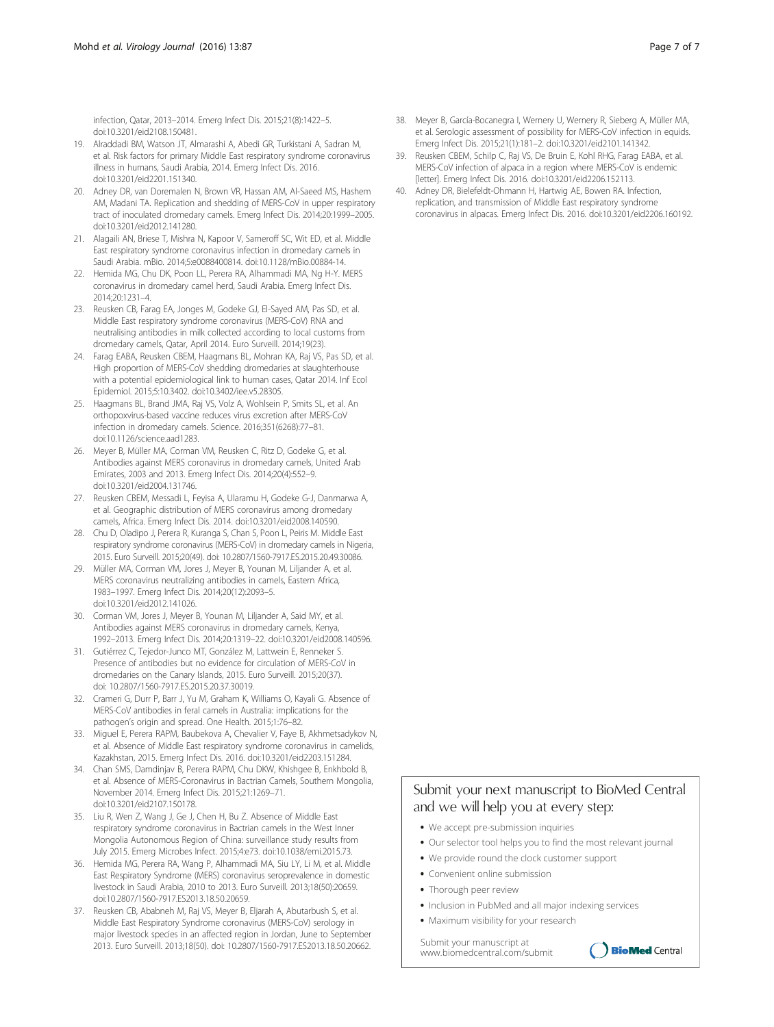infection, Qatar, 2013–2014. Emerg Infect Dis. 2015;21(8):1422–5. doi:10.3201/eid2108.150481.

19. Alraddadi BM, Watson JT, Almarashi A, Abedi GR, Turkistani A, Sadran M, et al. Risk factors for primary Middle East respiratory syndrome coronavirus illness in humans, Saudi Arabia, 2014. Emerg Infect Dis. 2016. doi:10.3201/eid2201.151340.
20. Adney DR, van Doremalen N, Brown VR, Hassan AM, Al-Saeed MS, Hashem AM, Madani TA. Replication and shedding of MERS-CoV in upper respiratory tract of inoculated dromedary camels. Emerg Infect Dis. 2014;20:1999–2005. doi:10.3201/eid2012.141280.
21. Alagaili AN, Briese T, Mishra N, Kapoor V, Sameroff SC, Wit ED, et al. Middle East respiratory syndrome coronavirus infection in dromedary camels in Saudi Arabia. mBio. 2014;5:e0088400814. doi:10.1128/mBio.00884-14.
22. Hemida MG, Chu DK, Poon LL, Perera RA, Alhammadi MA, Ng H-Y. MERS coronavirus in dromedary camel herd, Saudi Arabia. Emerg Infect Dis. 2014;20:1231–4.
23. Reusken CB, Farag EA, Jonges M, Godeke GJ, El-Sayed AM, Pas SD, et al. Middle East respiratory syndrome coronavirus (MERS-CoV) RNA and neutralising antibodies in milk collected according to local customs from dromedary camels, Qatar, April 2014. Euro Surveill. 2014;19(23).
24. Farag EABA, Reusken CBEM, Haagmans BL, Mohran KA, Raj VS, Pas SD, et al. High proportion of MERS-CoV shedding dromedaries at slaughterhouse with a potential epidemiological link to human cases, Qatar 2014. Inf Ecol Epidemiol. 2015;5:10.3402. doi:10.3402/iee.v5.28305.
25. Haagmans BL, Brand JMA, Raj VS, Volz A, Wohlsein P, Smits SL, et al. An orthopoxvirus-based vaccine reduces virus excretion after MERS-CoV infection in dromedary camels. Science. 2016;351(6268):77–81. doi:10.1126/science.aad1283.
26. Meyer B, Müller MA, Corman VM, Reusken C, Ritz D, Godeke G, et al. Antibodies against MERS coronavirus in dromedary camels, United Arab Emirates, 2003 and 2013. Emerg Infect Dis. 2014;20(4):552–9. doi:10.3201/eid2004.131746.
27. Reusken CBEM, Messadi L, Feyisa A, Ularamu H, Godeke G-J, Danmarwa A, et al. Geographic distribution of MERS coronavirus among dromedary camels, Africa. Emerg Infect Dis. 2014. doi:10.3201/eid2008.140590.
28. Chu D, Oladipo J, Perera R, Kuranga S, Chan S, Poon L, Peiris M. Middle East respiratory syndrome coronavirus (MERS-CoV) in dromedary camels in Nigeria, 2015. Euro Surveill. 2015;20(49). doi: 10.2807/1560-7917.ES.2015.20.49.30086.
29. Müller MA, Corman VM, Jores J, Meyer B, Younan M, Liljander A, et al. MERS coronavirus neutralizing antibodies in camels, Eastern Africa, 1983–1997. Emerg Infect Dis. 2014;20(12):2093–5. doi:10.3201/eid2012.141026.
30. Corman VM, Jores J, Meyer B, Younan M, Liljander A, Said MY, et al. Antibodies against MERS coronavirus in dromedary camels, Kenya, 1992–2013. Emerg Infect Dis. 2014;20:1319–22. doi:10.3201/eid2008.140596.
31. Gutiérrez C, Tejedor-Junco MT, González M, Lattwein E, Renneker S. Presence of antibodies but no evidence for circulation of MERS-CoV in dromedaries on the Canary Islands, 2015. Euro Surveill. 2015;20(37). doi: 10.2807/1560-7917.ES.2015.20.37.30019.
32. Crameri G, Durr P, Barr J, Yu M, Graham K, Williams O, Kayali G. Absence of MERS-CoV antibodies in feral camels in Australia: implications for the pathogen's origin and spread. One Health. 2015;1:76–82.
33. Miguel E, Perera RAPM, Baubekova A, Chevalier V, Faye B, Akhmetsadykov N, et al. Absence of Middle East respiratory syndrome coronavirus in camelids, Kazakhstan, 2015. Emerg Infect Dis. 2016. doi:10.3201/eid2203.151284.
34. Chan SMS, Damdinjav B, Perera RAPM, Chu DKW, Khishgee B, Enkhbold B, et al. Absence of MERS-Coronavirus in Bactrian Camels, Southern Mongolia, November 2014. Emerg Infect Dis. 2015;21:1269–71. doi:10.3201/eid2107.150178.
35. Liu R, Wen Z, Wang J, Ge J, Chen H, Bu Z. Absence of Middle East respiratory syndrome coronavirus in Bactrian camels in the West Inner Mongolia Autonomous Region of China: surveillance study results from July 2015. Emerg Microbes Infect. 2015;4:e73. doi:10.1038/emi.2015.73.
36. Hemida MG, Perera RA, Wang P, Alhammadi MA, Siu LY, Li M, et al. Middle East Respiratory Syndrome (MERS) coronavirus seroprevalence in domestic livestock in Saudi Arabia, 2010 to 2013. Euro Surveill. 2013;18(50):20659. doi:10.2807/1560-7917.ES2013.18.50.20659.
37. Reusken CB, Ababneh M, Raj VS, Meyer B, Eljarah A, Abutarbush S, et al. Middle East Respiratory Syndrome coronavirus (MERS-CoV) serology in major livestock species in an affected region in Jordan, June to September 2013. Euro Surveill. 2013;18(50). doi: 10.2807/1560-7917.ES2013.18.50.20662.
38. Meyer B, García-Bocanegra I, Wernery U, Wernery R, Sieberg A, Müller MA, et al. Serologic assessment of possibility for MERS-CoV infection in equids. Emerg Infect Dis. 2015;21(1):181–2. doi:10.3201/eid2101.141342.
39. Reusken CBEM, Schilp C, Raj VS, De Bruin E, Kohl RHG, Farag EABA, et al. MERS-CoV infection of alpaca in a region where MERS-CoV is endemic [letter]. Emerg Infect Dis. 2016. doi:10.3201/eid2206.152113.
40. Adney DR, Bielefeldt-Ohmann H, Hartwig AE, Bowen RA. Infection, replication, and transmission of Middle East respiratory syndrome coronavirus in alpacas. Emerg Infect Dis. 2016. doi:10.3201/eid2206.160192.

Submit your next manuscript to BioMed Central and we will help you at every step:

- We accept pre-submission inquiries
- Our selector tool helps you to find the most relevant journal
- We provide round the clock customer support
- Convenient online submission
- Thorough peer review
- Inclusion in PubMed and all major indexing services
- Maximum visibility for your research

Submit your manuscript at
www.biomedcentral.com/submit

BioMed Central